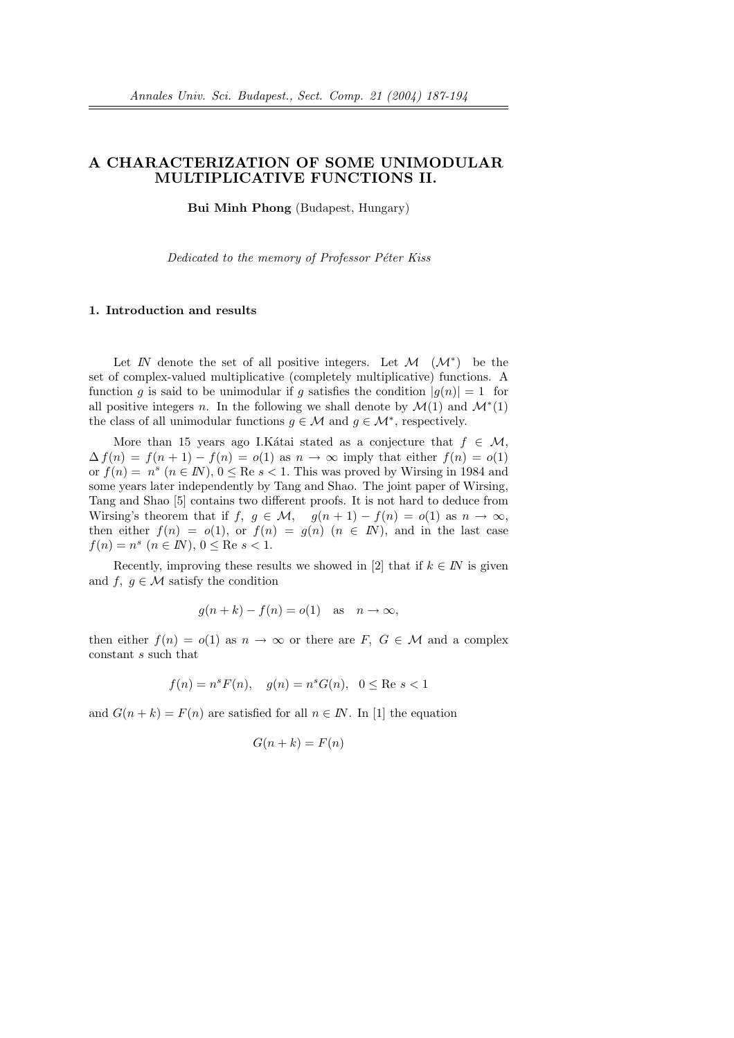# A CHARACTERIZATION OF SOME UNIMODULAR MULTIPLICATIVE FUNCTIONS II.

**Bui Minh Phong** (Budapest, Hungary)

*Dedicated to the memory of Professor Péter Kiss*

## 1. Introduction and results

Let $I\!N$ denote the set of all positive integers. Let $\mathcal{M}$ $(\mathcal{M}^*)$ be the set of complex-valued multiplicative (completely multiplicative) functions. A function $g$ is said to be unimodular if $g$ satisfies the condition $|g(n)| = 1$ for all positive integers $n$. In the following we shall denote by $\mathcal{M}(1)$ and $\mathcal{M}^*(1)$ the class of all unimodular functions $g \in \mathcal{M}$ and $g \in \mathcal{M}^*$, respectively.

More than 15 years ago I.Kátai stated as a conjecture that $f \in \mathcal{M}$, $\Delta f(n) = f(n+1) - f(n) = o(1)$ as $n \to \infty$ imply that either $f(n) = o(1)$ or $f(n) = n^s$ $(n \in I\!N)$, $0 \leq \text{Re } s < 1$. This was proved by Wirsing in 1984 and some years later independently by Tang and Shao. The joint paper of Wirsing, Tang and Shao [5] contains two different proofs. It is not hard to deduce from Wirsing's theorem that if $f, g \in \mathcal{M}$, $g(n+1) - f(n) = o(1)$ as $n \to \infty$, then either $f(n) = o(1)$, or $f(n) = g(n)$ $(n \in I\!N)$, and in the last case $f(n) = n^s$ $(n \in I\!N)$, $0 \leq \text{Re } s < 1$.

Recently, improving these results we showed in [2] that if $k \in I\!N$ is given and $f, g \in \mathcal{M}$ satisfy the condition

$$g(n+k) - f(n) = o(1) \quad \text{as} \quad n \to \infty,$$

then either $f(n) = o(1)$ as $n \to \infty$ or there are $F, G \in \mathcal{M}$ and a complex constant $s$ such that

$$f(n) = n^s F(n), \quad g(n) = n^s G(n), \quad 0 \leq \text{Re } s < 1$$

and $G(n+k) = F(n)$ are satisfied for all $n \in I\!N$. In [1] the equation

$$G(n+k) = F(n)$$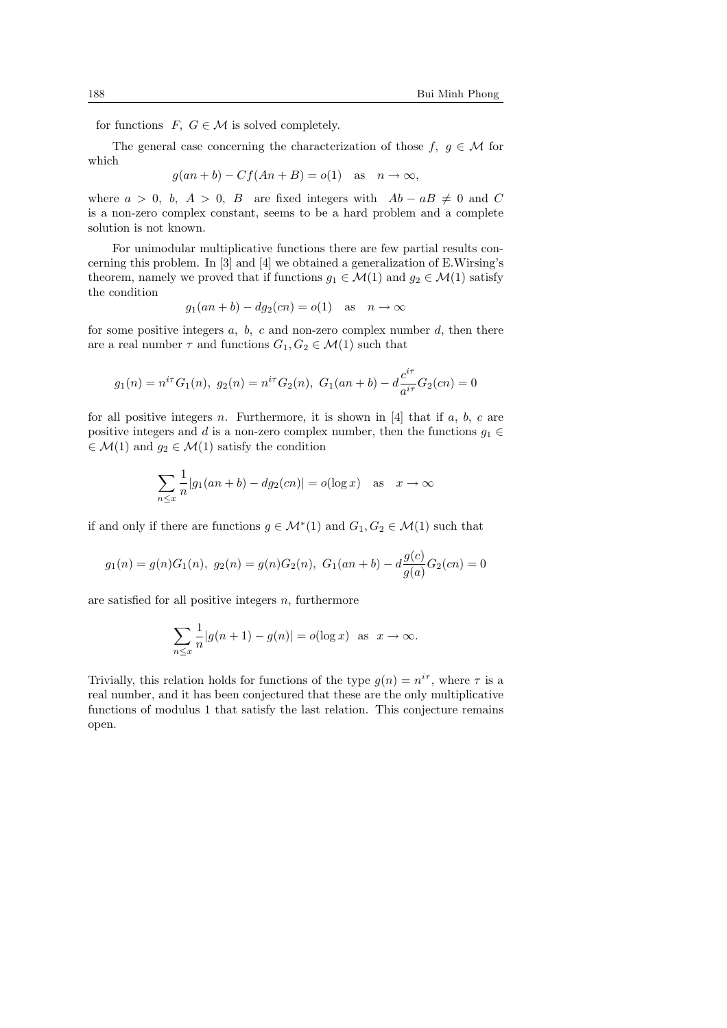for functions $F,\ G \in \mathcal{M}$ is solved completely.

The general case concerning the characterization of those $f,\ g \in \mathcal{M}$ for which

$$g(an+b) - Cf(An+B) = o(1) \quad \text{as} \quad n \to \infty,$$

where $a > 0,\ b,\ A > 0,\ B$ are fixed integers with $Ab - aB \neq 0$ and $C$ is a non-zero complex constant, seems to be a hard problem and a complete solution is not known.

For unimodular multiplicative functions there are few partial results concerning this problem. In [3] and [4] we obtained a generalization of E.Wirsing's theorem, namely we proved that if functions $g_1 \in \mathcal{M}(1)$ and $g_2 \in \mathcal{M}(1)$ satisfy the condition

$$g_1(an+b) - dg_2(cn) = o(1) \quad \text{as} \quad n \to \infty$$

for some positive integers $a,\ b,\ c$ and non-zero complex number $d$, then there are a real number $\tau$ and functions $G_1, G_2 \in \mathcal{M}(1)$ such that

$$g_1(n) = n^{i\tau}G_1(n),\ g_2(n) = n^{i\tau}G_2(n),\ G_1(an+b) - d\frac{c^{i\tau}}{a^{i\tau}}G_2(cn) = 0$$

for all positive integers $n$. Furthermore, it is shown in [4] that if $a,\ b,\ c$ are positive integers and $d$ is a non-zero complex number, then the functions $g_1 \in \mathcal{M}(1)$ and $g_2 \in \mathcal{M}(1)$ satisfy the condition

$$\sum_{n \leq x} \frac{1}{n}|g_1(an+b) - dg_2(cn)| = o(\log x) \quad \text{as} \quad x \to \infty$$

if and only if there are functions $g \in \mathcal{M}^*(1)$ and $G_1, G_2 \in \mathcal{M}(1)$ such that

$$g_1(n) = g(n)G_1(n),\ g_2(n) = g(n)G_2(n),\ G_1(an+b) - d\frac{g(c)}{g(a)}G_2(cn) = 0$$

are satisfied for all positive integers $n$, furthermore

$$\sum_{n \leq x} \frac{1}{n}|g(n+1) - g(n)| = o(\log x) \quad \text{as} \quad x \to \infty.$$

Trivially, this relation holds for functions of the type $g(n) = n^{i\tau}$, where $\tau$ is a real number, and it has been conjectured that these are the only multiplicative functions of modulus 1 that satisfy the last relation. This conjecture remains open.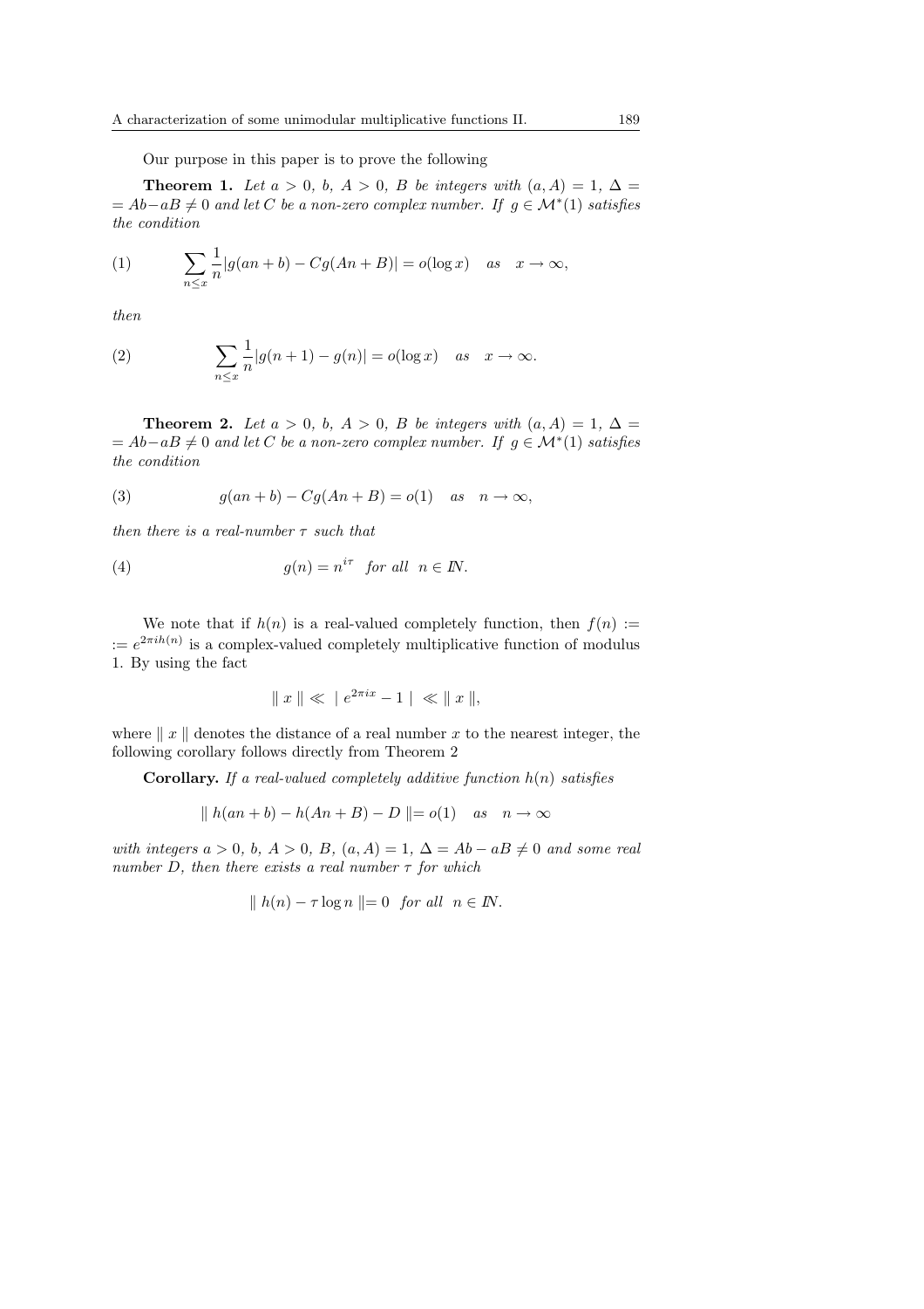Our purpose in this paper is to prove the following

**Theorem 1.** *Let $a > 0$, $b$, $A > 0$, $B$ be integers with $(a, A) = 1$, $\Delta = Ab - aB \neq 0$ and let $C$ be a non-zero complex number. If $g \in \mathcal{M}^*(1)$ satisfies the condition*

$$\sum_{n \le x} \frac{1}{n} |g(an+b) - Cg(An+B)| = o(\log x) \quad \text{as} \quad x \to \infty, \tag{1}$$

*then*

$$\sum_{n \le x} \frac{1}{n} |g(n+1) - g(n)| = o(\log x) \quad \text{as} \quad x \to \infty. \tag{2}$$

**Theorem 2.** *Let $a > 0$, $b$, $A > 0$, $B$ be integers with $(a, A) = 1$, $\Delta = Ab - aB \neq 0$ and let $C$ be a non-zero complex number. If $g \in \mathcal{M}^*(1)$ satisfies the condition*

$$g(an+b) - Cg(An+B) = o(1) \quad \text{as} \quad n \to \infty, \tag{3}$$

*then there is a real-number $\tau$ such that*

$$g(n) = n^{i\tau} \quad \text{for all} \quad n \in \mathbb{N}. \tag{4}$$

We note that if $h(n)$ is a real-valued completely function, then $f(n) := e^{2\pi i h(n)}$ is a complex-valued completely multiplicative function of modulus 1. By using the fact

$$\| x \| \ll | e^{2\pi i x} - 1 | \ll \| x \|,$$

where $\| x \|$ denotes the distance of a real number $x$ to the nearest integer, the following corollary follows directly from Theorem 2

**Corollary.** *If a real-valued completely additive function $h(n)$ satisfies*

$$\| h(an+b) - h(An+B) - D \| = o(1) \quad \text{as} \quad n \to \infty$$

*with integers $a > 0$, $b$, $A > 0$, $B$, $(a, A) = 1$, $\Delta = Ab - aB \neq 0$ and some real number $D$, then there exists a real number $\tau$ for which*

$$\| h(n) - \tau \log n \| = 0 \quad \text{for all} \quad n \in \mathbb{N}.$$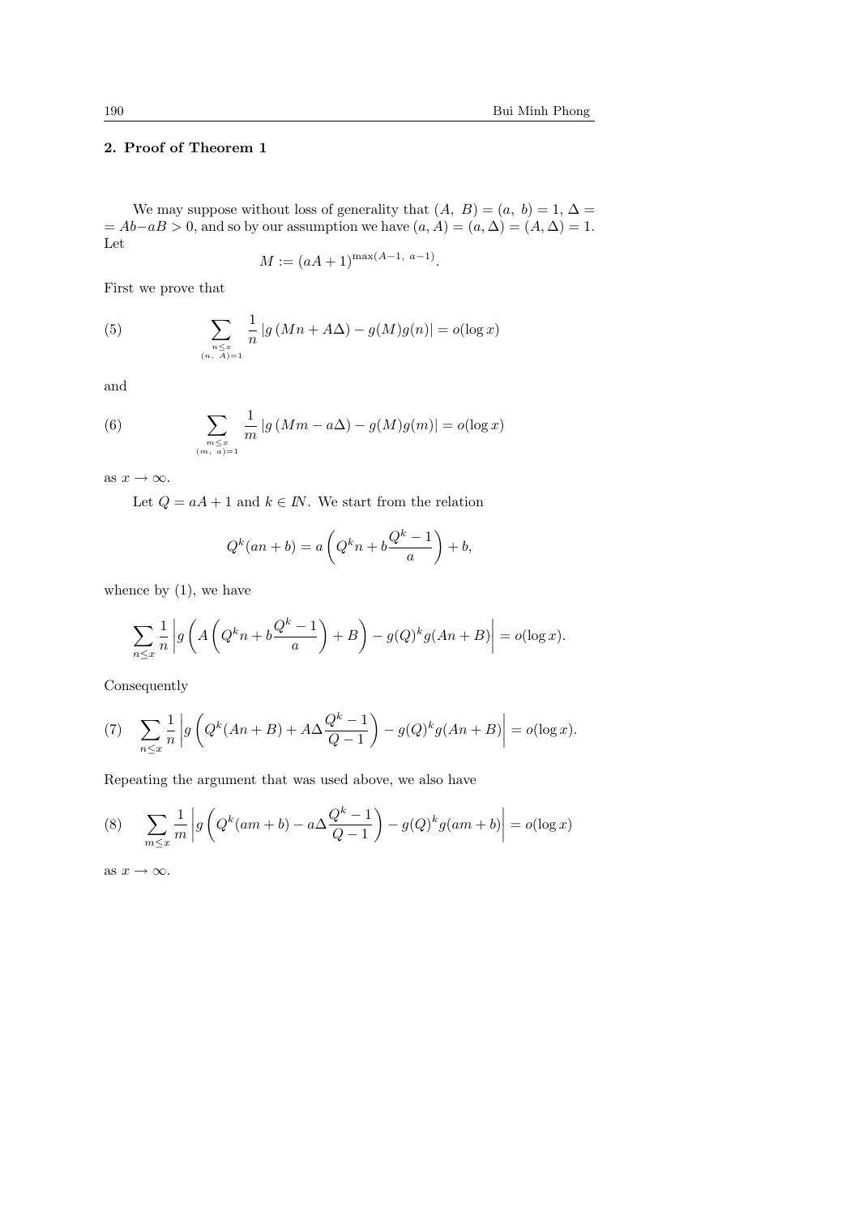## 2. Proof of Theorem 1

We may suppose without loss of generality that $(A,\ B) = (a,\ b) = 1$, $\Delta = Ab - aB > 0$, and so by our assumption we have $(a, A) = (a, \Delta) = (A, \Delta) = 1$. Let

$$M := (aA+1)^{\max(A-1,\ a-1)}.$$

First we prove that

$$\sum_{\substack{n\le x\\ (n,\ A)=1}} \frac{1}{n} \left| g\left(Mn + A\Delta\right) - g(M)g(n)\right| = o(\log x) \tag{5}$$

and

$$\sum_{\substack{m\le x\\ (m,\ a)=1}} \frac{1}{m} \left| g\left(Mm - a\Delta\right) - g(M)g(m)\right| = o(\log x) \tag{6}$$

as $x \to \infty$.

Let $Q = aA + 1$ and $k \in I\!N$. We start from the relation

$$Q^k(an+b) = a\left(Q^k n + b\frac{Q^k - 1}{a}\right) + b,$$

whence by (1), we have

$$\sum_{n\le x} \frac{1}{n}\left| g\left(A\left(Q^k n + b\frac{Q^k-1}{a}\right) + B\right) - g(Q)^k g(An+B)\right| = o(\log x).$$

Consequently

$$\sum_{n\le x} \frac{1}{n}\left| g\left(Q^k(An+B) + A\Delta\frac{Q^k-1}{Q-1}\right) - g(Q)^k g(An+B)\right| = o(\log x). \tag{7}$$

Repeating the argument that was used above, we also have

$$\sum_{m\le x} \frac{1}{m}\left| g\left(Q^k(am+b) - a\Delta\frac{Q^k-1}{Q-1}\right) - g(Q)^k g(am+b)\right| = o(\log x) \tag{8}$$

as $x \to \infty$.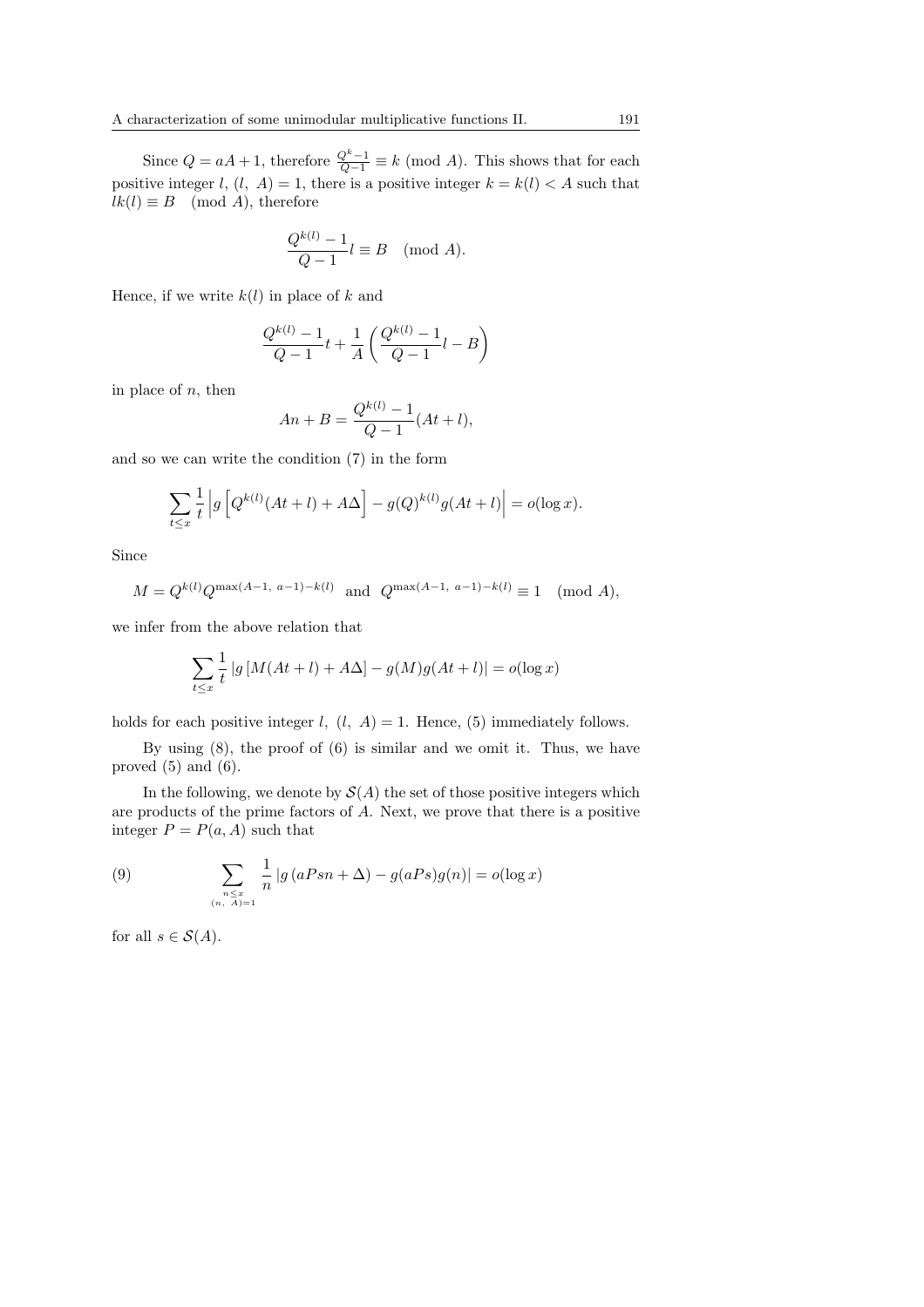Since $Q = aA + 1$, therefore $\frac{Q^k - 1}{Q-1} \equiv k \pmod{A}$. This shows that for each positive integer $l$, $(l,\ A) = 1$, there is a positive integer $k = k(l) < A$ such that $lk(l) \equiv B \pmod{A}$, therefore

$$\frac{Q^{k(l)} - 1}{Q-1} l \equiv B \pmod{A}.$$

Hence, if we write $k(l)$ in place of $k$ and

$$\frac{Q^{k(l)} - 1}{Q-1} t + \frac{1}{A}\left(\frac{Q^{k(l)} - 1}{Q-1} l - B\right)$$

in place of $n$, then

$$An + B = \frac{Q^{k(l)} - 1}{Q-1}(At + l),$$

and so we can write the condition (7) in the form

$$\sum_{t \le x} \frac{1}{t}\left| g\left[Q^{k(l)}(At + l) + A\Delta\right] - g(Q)^{k(l)} g(At + l)\right| = o(\log x).$$

Since

$$M = Q^{k(l)} Q^{\max(A-1,\ a-1) - k(l)} \quad \text{and} \quad Q^{\max(A-1,\ a-1) - k(l)} \equiv 1 \pmod{A},$$

we infer from the above relation that

$$\sum_{t \le x} \frac{1}{t} \left| g\left[M(At + l) + A\Delta\right] - g(M) g(At + l)\right| = o(\log x)$$

holds for each positive integer $l$, $(l,\ A) = 1$. Hence, (5) immediately follows.

By using (8), the proof of (6) is similar and we omit it. Thus, we have proved (5) and (6).

In the following, we denote by $\mathcal{S}(A)$ the set of those positive integers which are products of the prime factors of $A$. Next, we prove that there is a positive integer $P = P(a, A)$ such that

$$\sum_{\substack{n \le x \\ (n,\ A) = 1}} \frac{1}{n} \left| g\left(aPsn + \Delta\right) - g(aPs) g(n)\right| = o(\log x) \tag{9}$$

for all $s \in \mathcal{S}(A)$.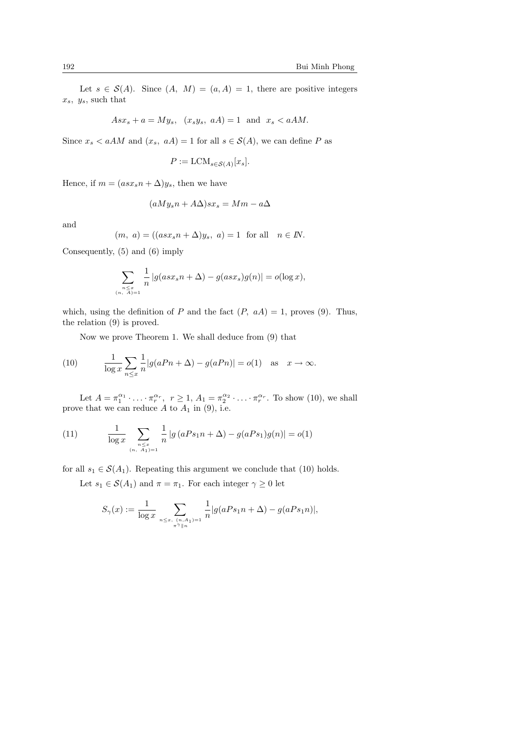Let $s \in \mathcal{S}(A)$. Since $(A,\ M) = (a, A) = 1$, there are positive integers $x_s,\ y_s$, such that

$$Asx_s + a = My_s, \quad (x_s y_s,\ aA) = 1 \quad \text{and} \quad x_s < aAM.$$

Since $x_s < aAM$ and $(x_s,\ aA) = 1$ for all $s \in \mathcal{S}(A)$, we can define $P$ as

$$P := \mathrm{LCM}_{s \in \mathcal{S}(A)}[x_s].$$

Hence, if $m = (asx_s n + \Delta)y_s$, then we have

$$(aMy_s n + A\Delta)sx_s = Mm - a\Delta$$

and

$$(m,\ a) = ((asx_s n + \Delta)y_s,\ a) = 1 \quad \text{for all} \quad n \in I\!N.$$

Consequently, (5) and (6) imply

$$\sum_{\substack{n \leq x \\ (n,\ A)=1}} \frac{1}{n}\left|g(asx_s n + \Delta) - g(asx_s)g(n)\right| = o(\log x),$$

which, using the definition of $P$ and the fact $(P,\ aA) = 1$, proves (9). Thus, the relation (9) is proved.

Now we prove Theorem 1. We shall deduce from (9) that

$$\frac{1}{\log x}\sum_{n \leq x}\frac{1}{n}|g(aPn + \Delta) - g(aPn)| = o(1) \quad \text{as} \quad x \to \infty. \tag{10}$$

Let $A = \pi_1^{\alpha_1} \cdot \ldots \cdot \pi_r^{\alpha_r},\ r \geq 1,\ A_1 = \pi_2^{\alpha_2} \cdot \ldots \cdot \pi_r^{\alpha_r}$. To show (10), we shall prove that we can reduce $A$ to $A_1$ in (9), i.e.

$$\frac{1}{\log x}\sum_{\substack{n \leq x \\ (n,\ A_1)=1}} \frac{1}{n}\left|g\left(aPs_1 n + \Delta\right) - g(aPs_1)g(n)\right| = o(1) \tag{11}$$

for all $s_1 \in \mathcal{S}(A_1)$. Repeating this argument we conclude that (10) holds.

Let $s_1 \in \mathcal{S}(A_1)$ and $\pi = \pi_1$. For each integer $\gamma \geq 0$ let

$$S_\gamma(x) := \frac{1}{\log x}\sum_{\substack{n \leq x,\ (n, A_1)=1 \\ \pi^\gamma \| n}} \frac{1}{n}|g(aPs_1 n + \Delta) - g(aPs_1 n)|,$$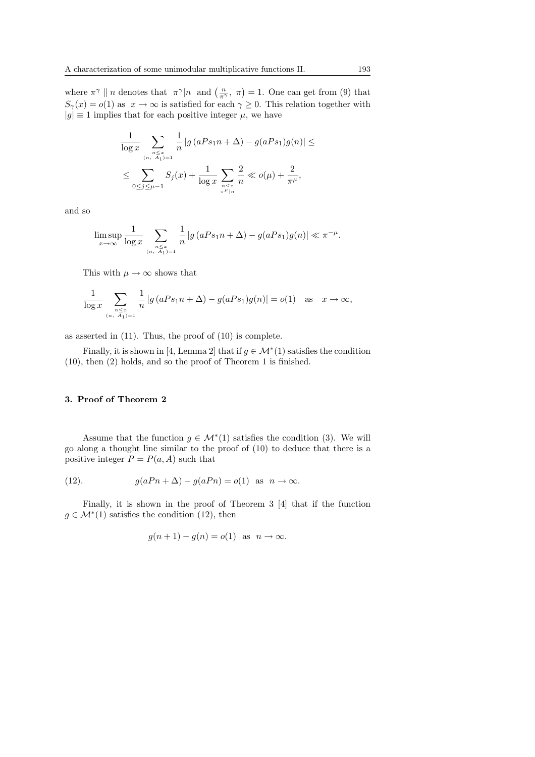where $\pi^\gamma \parallel n$ denotes that $\pi^\gamma | n$ and $\left(\frac{n}{\pi^\gamma},\ \pi\right) = 1$. One can get from (9) that $S_\gamma(x) = o(1)$ as $x \to \infty$ is satisfied for each $\gamma \geq 0$. This relation together with $|g| \equiv 1$ implies that for each positive integer $\mu$, we have

$$\frac{1}{\log x} \sum_{\substack{n \leq x \\ (n,\ A_1)=1}} \frac{1}{n} \left| g\left(aPs_1 n + \Delta\right) - g(aPs_1)g(n)\right| \leq$$

$$\leq \sum_{0 \leq j \leq \mu - 1} S_j(x) + \frac{1}{\log x} \sum_{\substack{n \leq x \\ \pi^\mu | n}} \frac{2}{n} \ll o(\mu) + \frac{2}{\pi^\mu},$$

and so

$$\limsup_{x \to \infty} \frac{1}{\log x} \sum_{\substack{n \leq x \\ (n,\ A_1)=1}} \frac{1}{n} \left| g\left(aPs_1 n + \Delta\right) - g(aPs_1)g(n)\right| \ll \pi^{-\mu}.$$

This with $\mu \to \infty$ shows that

$$\frac{1}{\log x} \sum_{\substack{n \leq x \\ (n,\ A_1)=1}} \frac{1}{n} \left| g\left(aPs_1 n + \Delta\right) - g(aPs_1)g(n)\right| = o(1) \quad \text{as} \quad x \to \infty,$$

as asserted in (11). Thus, the proof of (10) is complete.

Finally, it is shown in [4, Lemma 2] that if $g \in \mathcal{M}^*(1)$ satisfies the condition (10), then (2) holds, and so the proof of Theorem 1 is finished.

### 3. Proof of Theorem 2

Assume that the function $g \in \mathcal{M}^*(1)$ satisfies the condition (3). We will go along a thought line similar to the proof of (10) to deduce that there is a positive integer $P = P(a, A)$ such that

$$g(aPn + \Delta) - g(aPn) = o(1) \ \text{ as } \ n \to \infty. \tag{12}$$

Finally, it is shown in the proof of Theorem 3 [4] that if the function $g \in \mathcal{M}^*(1)$ satisfies the condition (12), then

$$g(n+1) - g(n) = o(1) \ \text{ as } \ n \to \infty.$$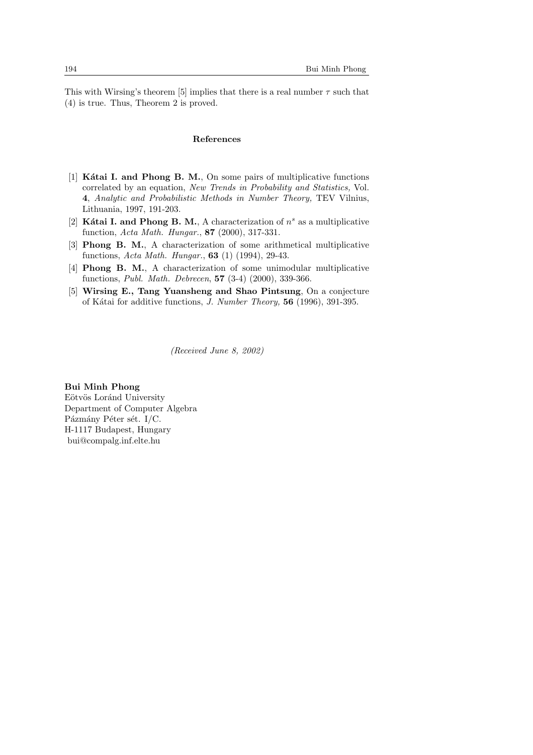This with Wirsing's theorem [5] implies that there is a real number $\tau$ such that (4) is true. Thus, Theorem 2 is proved.

## References

[1] **Kátai I. and Phong B. M.**, On some pairs of multiplicative functions correlated by an equation, *New Trends in Probability and Statistics,* Vol. **4**, *Analytic and Probabilistic Methods in Number Theory,* TEV Vilnius, Lithuania, 1997, 191-203.

[2] **Kátai I. and Phong B. M.**, A characterization of $n^s$ as a multiplicative function, *Acta Math. Hungar.*, **87** (2000), 317-331.

[3] **Phong B. M.**, A characterization of some arithmetical multiplicative functions, *Acta Math. Hungar.*, **63** (1) (1994), 29-43.

[4] **Phong B. M.**, A characterization of some unimodular multiplicative functions, *Publ. Math. Debrecen*, **57** (3-4) (2000), 339-366.

[5] **Wirsing E., Tang Yuansheng and Shao Pintsung**, On a conjecture of Kátai for additive functions, *J. Number Theory,* **56** (1996), 391-395.

*(Received June 8, 2002)*

**Bui Minh Phong**
Eötvös Loránd University
Department of Computer Algebra
Pázmány Péter sét. I/C.
H-1117 Budapest, Hungary
bui@compalg.inf.elte.hu